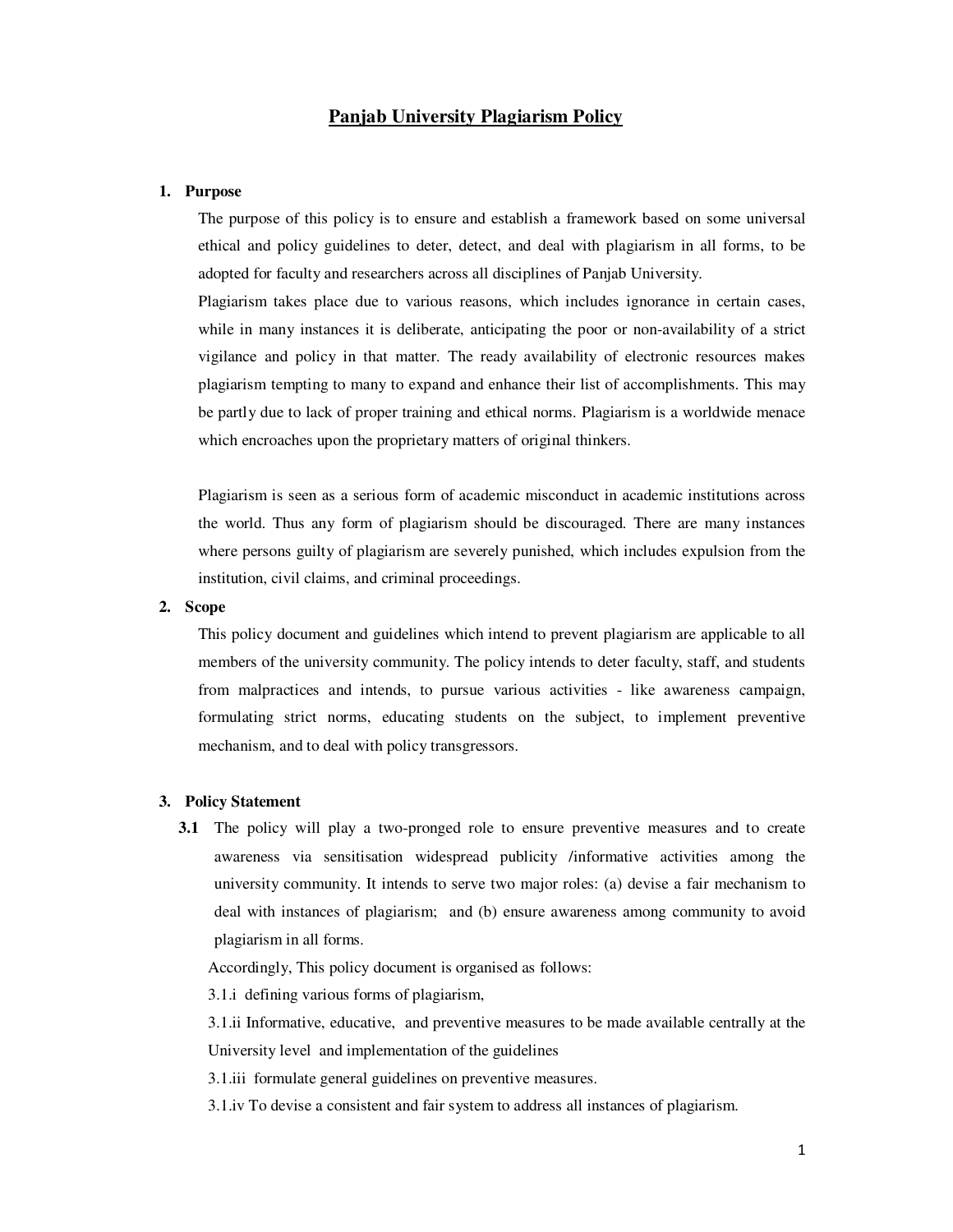# Panjab University Plagiarism Policy

**1. Purpose**

The purpose of this policy is to ensure and establish a framework based on some universal ethical and policy guidelines to deter, detect, and deal with plagiarism in all forms, to be adopted for faculty and researchers across all disciplines of Panjab University.

Plagiarism takes place due to various reasons, which includes ignorance in certain cases, while in many instances it is deliberate, anticipating the poor or non-availability of a strict vigilance and policy in that matter. The ready availability of electronic resources makes plagiarism tempting to many to expand and enhance their list of accomplishments. This may be partly due to lack of proper training and ethical norms. Plagiarism is a worldwide menace which encroaches upon the proprietary matters of original thinkers.

Plagiarism is seen as a serious form of academic misconduct in academic institutions across the world. Thus any form of plagiarism should be discouraged. There are many instances where persons guilty of plagiarism are severely punished, which includes expulsion from the institution, civil claims, and criminal proceedings.

**2. Scope**

This policy document and guidelines which intend to prevent plagiarism are applicable to all members of the university community. The policy intends to deter faculty, staff, and students from malpractices and intends, to pursue various activities - like awareness campaign, formulating strict norms, educating students on the subject, to implement preventive mechanism, and to deal with policy transgressors.

**3. Policy Statement**

**3.1** The policy will play a two-pronged role to ensure preventive measures and to create awareness via sensitisation widespread publicity /informative activities among the university community. It intends to serve two major roles: (a) devise a fair mechanism to deal with instances of plagiarism; and (b) ensure awareness among community to avoid plagiarism in all forms.

Accordingly, This policy document is organised as follows:

3.1.i defining various forms of plagiarism,

3.1.ii Informative, educative, and preventive measures to be made available centrally at the University level and implementation of the guidelines

3.1.iii formulate general guidelines on preventive measures.

3.1.iv To devise a consistent and fair system to address all instances of plagiarism.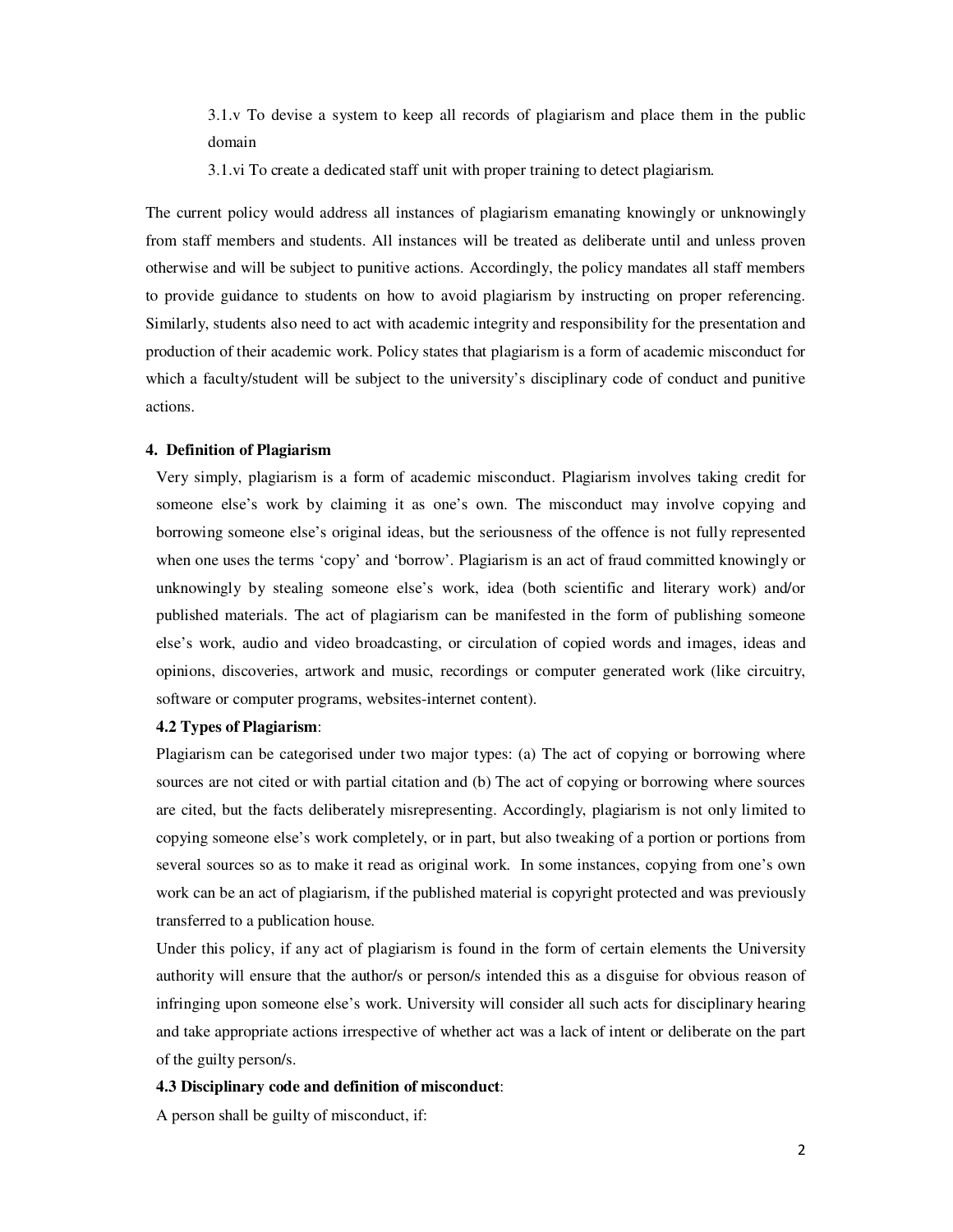3.1.v To devise a system to keep all records of plagiarism and place them in the public domain

3.1.vi To create a dedicated staff unit with proper training to detect plagiarism.

The current policy would address all instances of plagiarism emanating knowingly or unknowingly from staff members and students. All instances will be treated as deliberate until and unless proven otherwise and will be subject to punitive actions. Accordingly, the policy mandates all staff members to provide guidance to students on how to avoid plagiarism by instructing on proper referencing. Similarly, students also need to act with academic integrity and responsibility for the presentation and production of their academic work. Policy states that plagiarism is a form of academic misconduct for which a faculty/student will be subject to the university's disciplinary code of conduct and punitive actions.

## 4. Definition of Plagiarism

Very simply, plagiarism is a form of academic misconduct. Plagiarism involves taking credit for someone else's work by claiming it as one's own. The misconduct may involve copying and borrowing someone else's original ideas, but the seriousness of the offence is not fully represented when one uses the terms 'copy' and 'borrow'. Plagiarism is an act of fraud committed knowingly or unknowingly by stealing someone else's work, idea (both scientific and literary work) and/or published materials. The act of plagiarism can be manifested in the form of publishing someone else's work, audio and video broadcasting, or circulation of copied words and images, ideas and opinions, discoveries, artwork and music, recordings or computer generated work (like circuitry, software or computer programs, websites-internet content).

### 4.2 Types of Plagiarism:

Plagiarism can be categorised under two major types: (a) The act of copying or borrowing where sources are not cited or with partial citation and (b) The act of copying or borrowing where sources are cited, but the facts deliberately misrepresenting. Accordingly, plagiarism is not only limited to copying someone else's work completely, or in part, but also tweaking of a portion or portions from several sources so as to make it read as original work. In some instances, copying from one's own work can be an act of plagiarism, if the published material is copyright protected and was previously transferred to a publication house.

Under this policy, if any act of plagiarism is found in the form of certain elements the University authority will ensure that the author/s or person/s intended this as a disguise for obvious reason of infringing upon someone else's work. University will consider all such acts for disciplinary hearing and take appropriate actions irrespective of whether act was a lack of intent or deliberate on the part of the guilty person/s.

### 4.3 Disciplinary code and definition of misconduct:

A person shall be guilty of misconduct, if: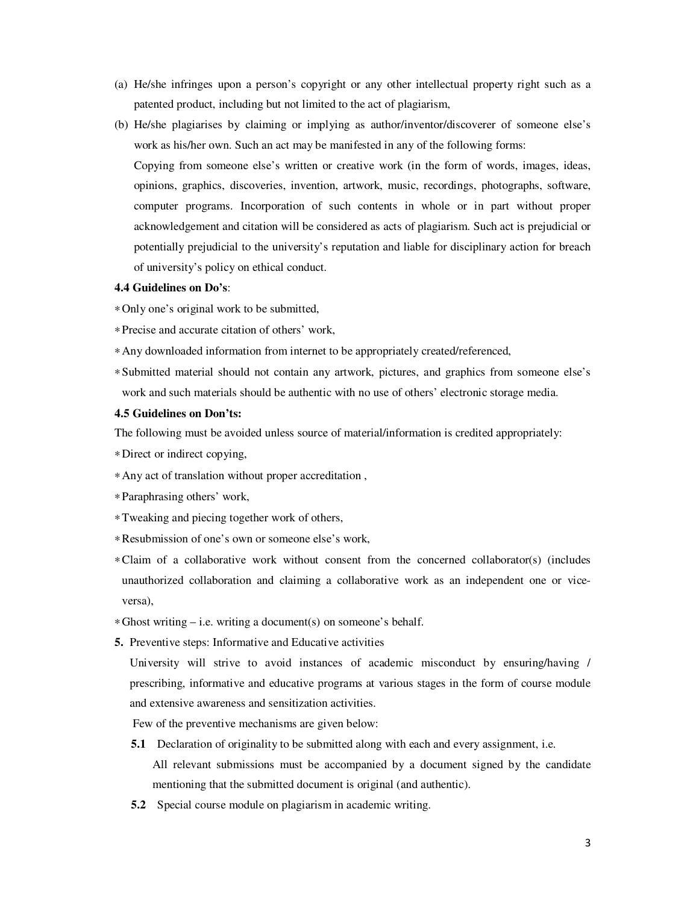(a) He/she infringes upon a person's copyright or any other intellectual property right such as a patented product, including but not limited to the act of plagiarism,

(b) He/she plagiarises by claiming or implying as author/inventor/discoverer of someone else's work as his/her own. Such an act may be manifested in any of the following forms:

Copying from someone else's written or creative work (in the form of words, images, ideas, opinions, graphics, discoveries, invention, artwork, music, recordings, photographs, software, computer programs. Incorporation of such contents in whole or in part without proper acknowledgement and citation will be considered as acts of plagiarism. Such act is prejudicial or potentially prejudicial to the university's reputation and liable for disciplinary action for breach of university's policy on ethical conduct.

**4.4 Guidelines on Do's**:

* Only one's original work to be submitted,
* Precise and accurate citation of others' work,
* Any downloaded information from internet to be appropriately created/referenced,
* Submitted material should not contain any artwork, pictures, and graphics from someone else's work and such materials should be authentic with no use of others' electronic storage media.

**4.5 Guidelines on Don'ts:**

The following must be avoided unless source of material/information is credited appropriately:

* Direct or indirect copying,
* Any act of translation without proper accreditation ,
* Paraphrasing others' work,
* Tweaking and piecing together work of others,
* Resubmission of one's own or someone else's work,
* Claim of a collaborative work without consent from the concerned collaborator(s) (includes unauthorized collaboration and claiming a collaborative work as an independent one or vice-versa),
* Ghost writing – i.e. writing a document(s) on someone's behalf.

**5.** Preventive steps: Informative and Educative activities

University will strive to avoid instances of academic misconduct by ensuring/having / prescribing, informative and educative programs at various stages in the form of course module and extensive awareness and sensitization activities.

Few of the preventive mechanisms are given below:

**5.1** Declaration of originality to be submitted along with each and every assignment, i.e. All relevant submissions must be accompanied by a document signed by the candidate mentioning that the submitted document is original (and authentic).

**5.2** Special course module on plagiarism in academic writing.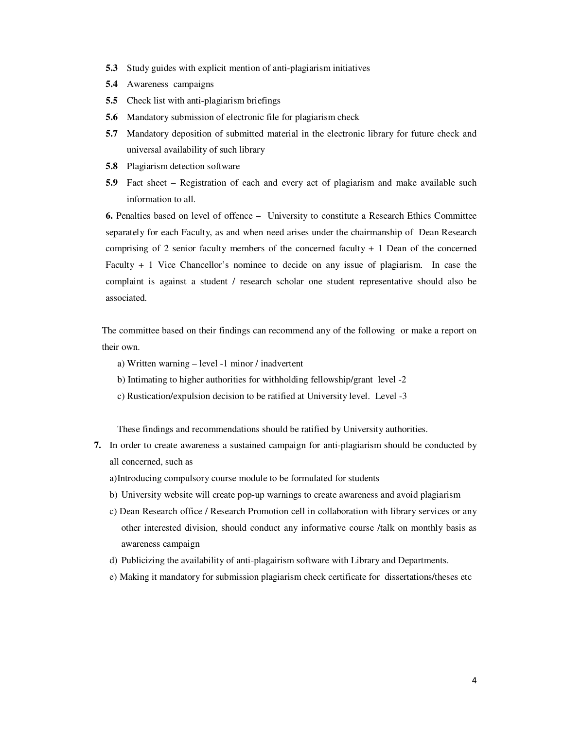**5.3** Study guides with explicit mention of anti-plagiarism initiatives

**5.4** Awareness campaigns

**5.5** Check list with anti-plagiarism briefings

**5.6** Mandatory submission of electronic file for plagiarism check

**5.7** Mandatory deposition of submitted material in the electronic library for future check and universal availability of such library

**5.8** Plagiarism detection software

**5.9** Fact sheet – Registration of each and every act of plagiarism and make available such information to all.

**6.** Penalties based on level of offence – University to constitute a Research Ethics Committee separately for each Faculty, as and when need arises under the chairmanship of Dean Research comprising of 2 senior faculty members of the concerned faculty + 1 Dean of the concerned Faculty + 1 Vice Chancellor's nominee to decide on any issue of plagiarism. In case the complaint is against a student / research scholar one student representative should also be associated.

The committee based on their findings can recommend any of the following or make a report on their own.

a) Written warning – level -1 minor / inadvertent

b) Intimating to higher authorities for withholding fellowship/grant level -2

c) Rustication/expulsion decision to be ratified at University level. Level -3

These findings and recommendations should be ratified by University authorities.

**7.** In order to create awareness a sustained campaign for anti-plagiarism should be conducted by all concerned, such as

a)Introducing compulsory course module to be formulated for students

b) University website will create pop-up warnings to create awareness and avoid plagiarism

c) Dean Research office / Research Promotion cell in collaboration with library services or any other interested division, should conduct any informative course /talk on monthly basis as awareness campaign

d) Publicizing the availability of anti-plagairism software with Library and Departments.

e) Making it mandatory for submission plagiarism check certificate for dissertations/theses etc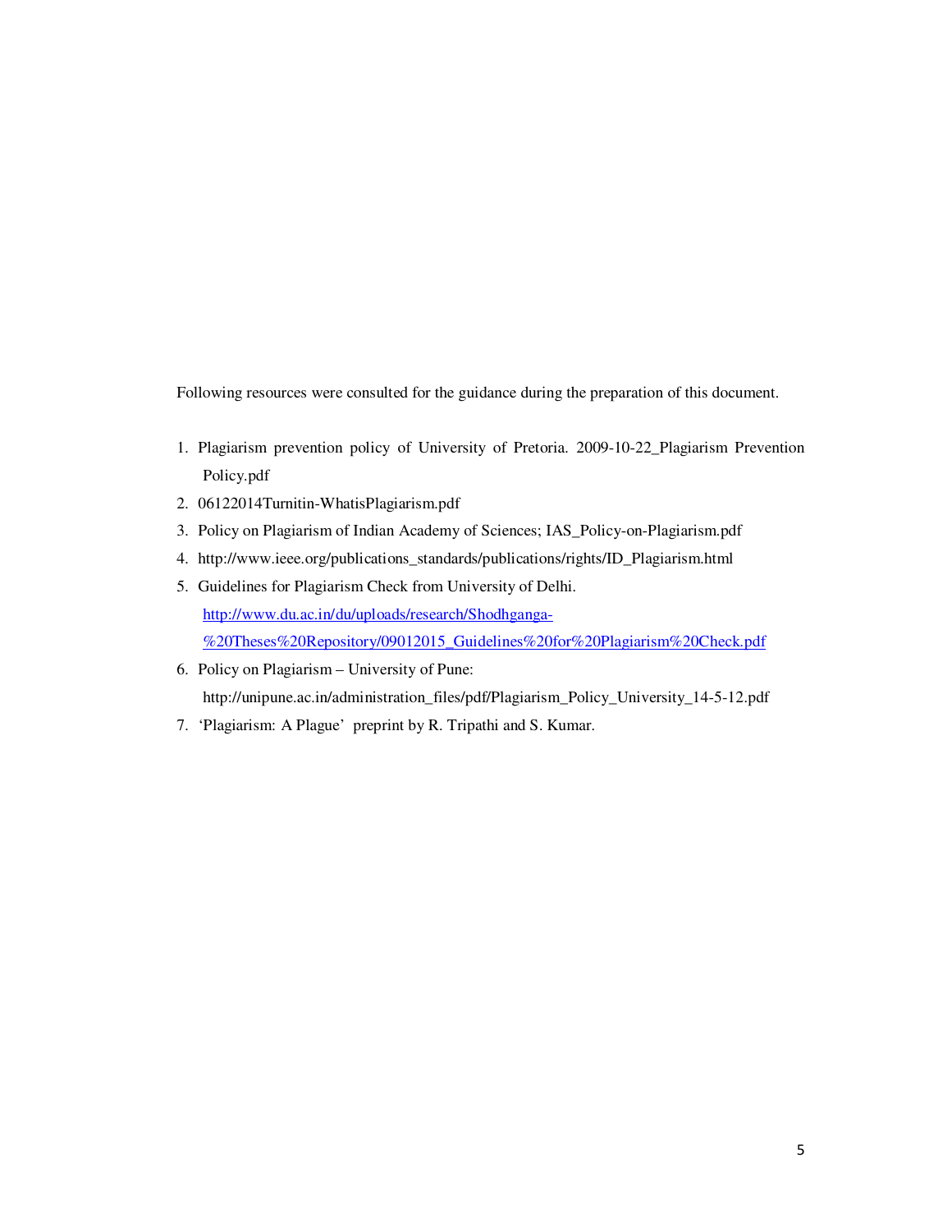Following resources were consulted for the guidance during the preparation of this document.

1. Plagiarism prevention policy of University of Pretoria. 2009-10-22_Plagiarism Prevention Policy.pdf
2. 06122014Turnitin-WhatisPlagiarism.pdf
3. Policy on Plagiarism of Indian Academy of Sciences; IAS_Policy-on-Plagiarism.pdf
4. http://www.ieee.org/publications_standards/publications/rights/ID_Plagiarism.html
5. Guidelines for Plagiarism Check from University of Delhi. http://www.du.ac.in/du/uploads/research/Shodhganga-%20Theses%20Repository/09012015_Guidelines%20for%20Plagiarism%20Check.pdf
6. Policy on Plagiarism – University of Pune: http://unipune.ac.in/administration_files/pdf/Plagiarism_Policy_University_14-5-12.pdf
7. 'Plagiarism: A Plague' preprint by R. Tripathi and S. Kumar.